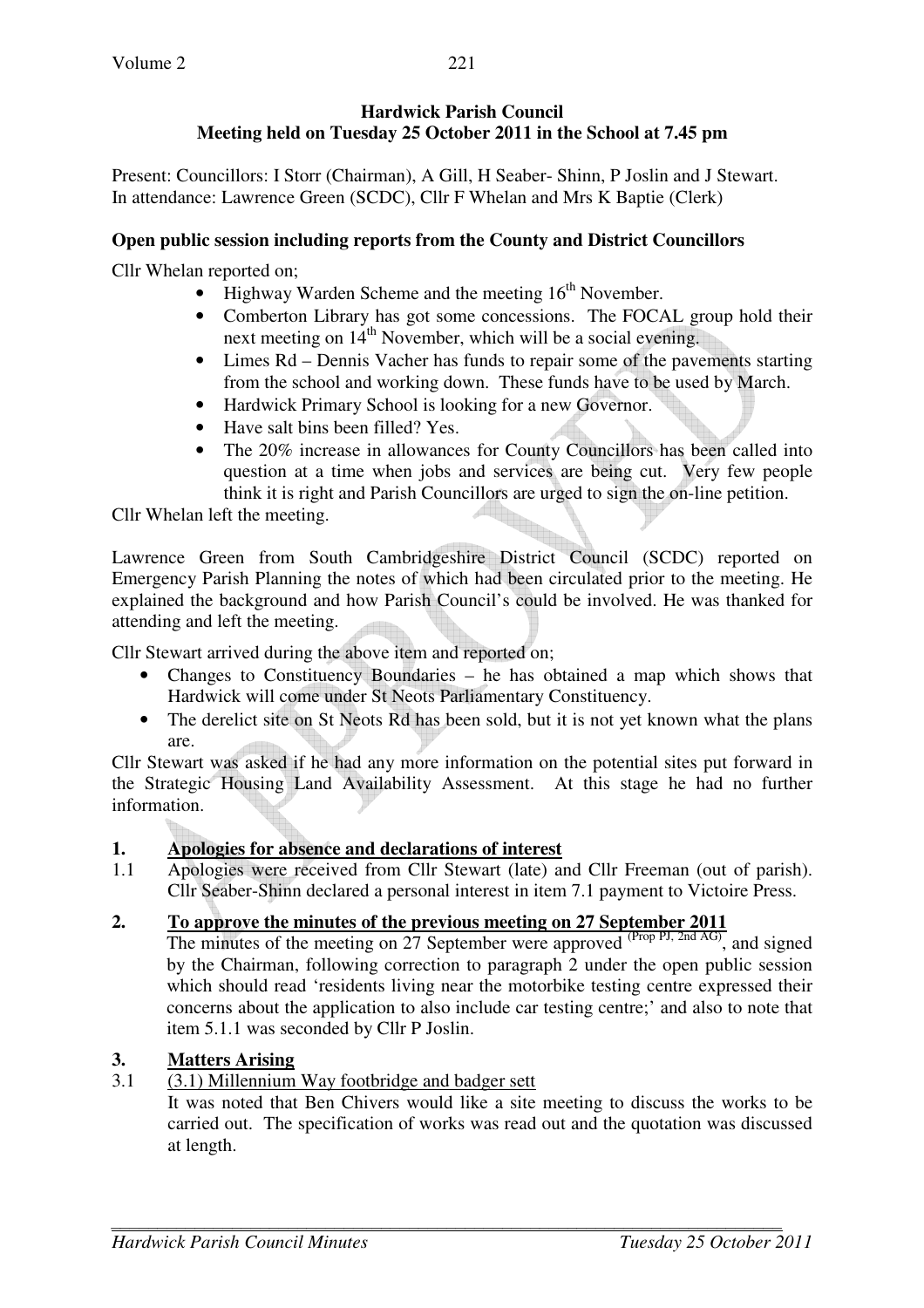**Hardwick Parish Council**
**Meeting held on Tuesday 25 October 2011 in the School at 7.45 pm**

Present: Councillors: I Storr (Chairman), A Gill, H Seaber- Shinn, P Joslin and J Stewart.
In attendance: Lawrence Green (SCDC), Cllr F Whelan and Mrs K Baptie (Clerk)

**Open public session including reports from the County and District Councillors**

Cllr Whelan reported on;

- Highway Warden Scheme and the meeting 16th November.
- Comberton Library has got some concessions. The FOCAL group hold their next meeting on 14th November, which will be a social evening.
- Limes Rd – Dennis Vacher has funds to repair some of the pavements starting from the school and working down. These funds have to be used by March.
- Hardwick Primary School is looking for a new Governor.
- Have salt bins been filled? Yes.
- The 20% increase in allowances for County Councillors has been called into question at a time when jobs and services are being cut. Very few people think it is right and Parish Councillors are urged to sign the on-line petition.

Cllr Whelan left the meeting.

Lawrence Green from South Cambridgeshire District Council (SCDC) reported on Emergency Parish Planning the notes of which had been circulated prior to the meeting. He explained the background and how Parish Council's could be involved. He was thanked for attending and left the meeting.

Cllr Stewart arrived during the above item and reported on;

- Changes to Constituency Boundaries – he has obtained a map which shows that Hardwick will come under St Neots Parliamentary Constituency.
- The derelict site on St Neots Rd has been sold, but it is not yet known what the plans are.

Cllr Stewart was asked if he had any more information on the potential sites put forward in the Strategic Housing Land Availability Assessment. At this stage he had no further information.

**1. Apologies for absence and declarations of interest**

1.1 Apologies were received from Cllr Stewart (late) and Cllr Freeman (out of parish). Cllr Seaber-Shinn declared a personal interest in item 7.1 payment to Victoire Press.

**2. To approve the minutes of the previous meeting on 27 September 2011**

The minutes of the meeting on 27 September were approved (Prop PJ, 2nd AG), and signed by the Chairman, following correction to paragraph 2 under the open public session which should read 'residents living near the motorbike testing centre expressed their concerns about the application to also include car testing centre;' and also to note that item 5.1.1 was seconded by Cllr P Joslin.

**3. Matters Arising**

3.1 (3.1) Millennium Way footbridge and badger sett

It was noted that Ben Chivers would like a site meeting to discuss the works to be carried out. The specification of works was read out and the quotation was discussed at length.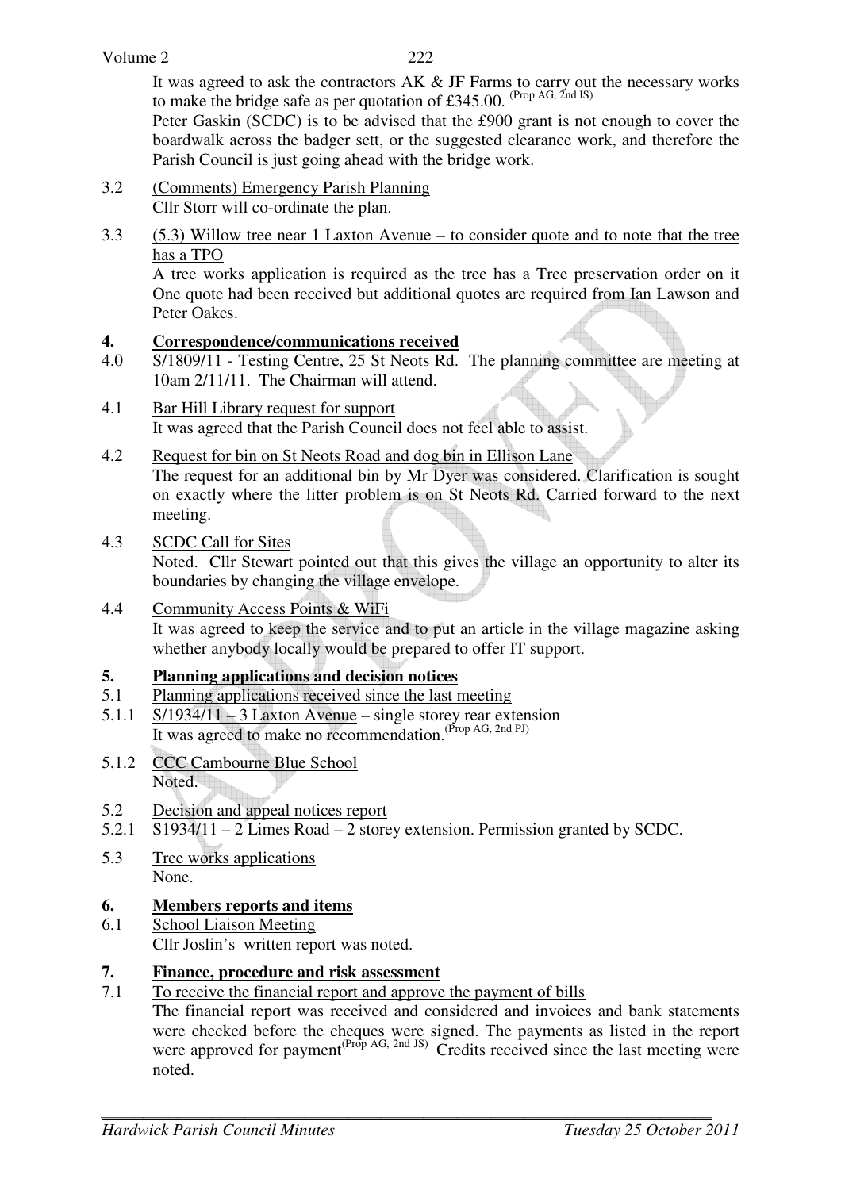It was agreed to ask the contractors AK & JF Farms to carry out the necessary works to make the bridge safe as per quotation of £345.00. (Prop AG, 2nd IS)

Peter Gaskin (SCDC) is to be advised that the £900 grant is not enough to cover the boardwalk across the badger sett, or the suggested clearance work, and therefore the Parish Council is just going ahead with the bridge work.

3.2 <u>(Comments) Emergency Parish Planning</u>
Cllr Storr will co-ordinate the plan.

3.3 <u>(5.3) Willow tree near 1 Laxton Avenue – to consider quote and to note that the tree has a TPO</u>
A tree works application is required as the tree has a Tree preservation order on it One quote had been received but additional quotes are required from Ian Lawson and Peter Oakes.

## 4. Correspondence/communications received

4.0 S/1809/11 - Testing Centre, 25 St Neots Rd. The planning committee are meeting at 10am 2/11/11. The Chairman will attend.

4.1 <u>Bar Hill Library request for support</u>
It was agreed that the Parish Council does not feel able to assist.

4.2 <u>Request for bin on St Neots Road and dog bin in Ellison Lane</u>
The request for an additional bin by Mr Dyer was considered. Clarification is sought on exactly where the litter problem is on St Neots Rd. Carried forward to the next meeting.

4.3 <u>SCDC Call for Sites</u>
Noted. Cllr Stewart pointed out that this gives the village an opportunity to alter its boundaries by changing the village envelope.

4.4 <u>Community Access Points & WiFi</u>
It was agreed to keep the service and to put an article in the village magazine asking whether anybody locally would be prepared to offer IT support.

## 5. Planning applications and decision notices

5.1 <u>Planning applications received since the last meeting</u>

5.1.1 <u>S/1934/11 – 3 Laxton Avenue</u> – single storey rear extension
It was agreed to make no recommendation. (Prop AG, 2nd PJ)

5.1.2 <u>CCC Cambourne Blue School</u>
Noted.

5.2 <u>Decision and appeal notices report</u>

5.2.1 S1934/11 – 2 Limes Road – 2 storey extension. Permission granted by SCDC.

5.3 <u>Tree works applications</u>
None.

## 6. Members reports and items

6.1 <u>School Liaison Meeting</u>
Cllr Joslin's written report was noted.

## 7. Finance, procedure and risk assessment

7.1 <u>To receive the financial report and approve the payment of bills</u>
The financial report was received and considered and invoices and bank statements were checked before the cheques were signed. The payments as listed in the report were approved for payment (Prop AG, 2nd JS) Credits received since the last meeting were noted.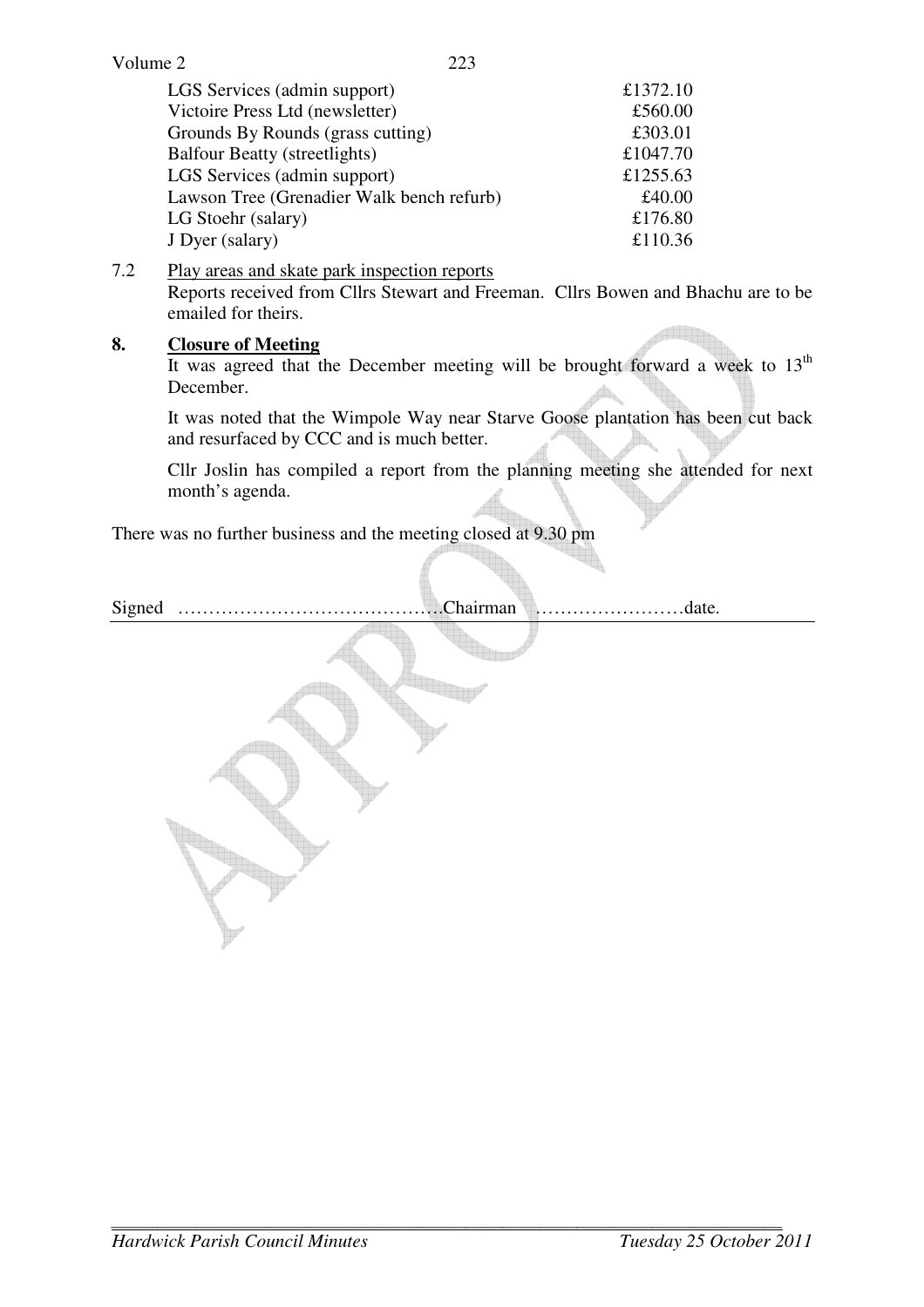| | |
|---|---|
| LGS Services (admin support) | £1372.10 |
| Victoire Press Ltd (newsletter) | £560.00 |
| Grounds By Rounds (grass cutting) | £303.01 |
| Balfour Beatty (streetlights) | £1047.70 |
| LGS Services (admin support) | £1255.63 |
| Lawson Tree (Grenadier Walk bench refurb) | £40.00 |
| LG Stoehr (salary) | £176.80 |
| J Dyer (salary) | £110.36 |

7.2 Play areas and skate park inspection reports

Reports received from Cllrs Stewart and Freeman. Cllrs Bowen and Bhachu are to be emailed for theirs.

## 8. Closure of Meeting

It was agreed that the December meeting will be brought forward a week to 13th December.

It was noted that the Wimpole Way near Starve Goose plantation has been cut back and resurfaced by CCC and is much better.

Cllr Joslin has compiled a report from the planning meeting she attended for next month's agenda.

There was no further business and the meeting closed at 9.30 pm

Signed ……………………………………Chairman ……………………date.